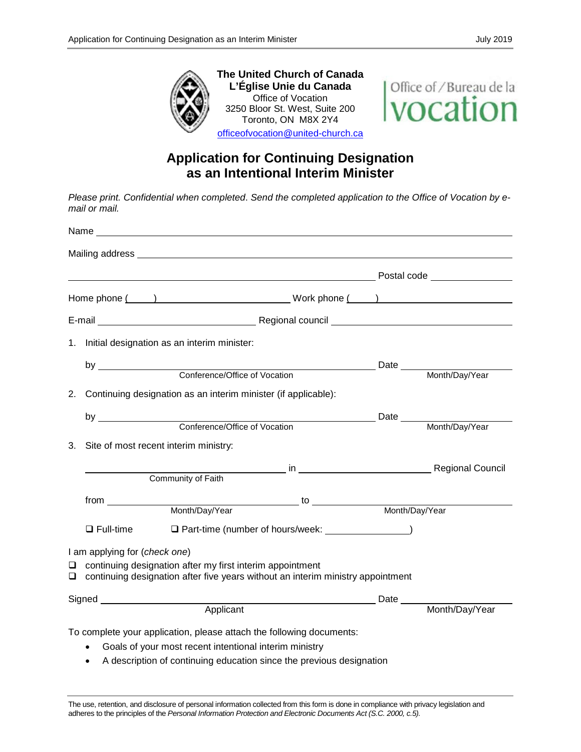**The United Church of Canada**
**L'Église Unie du Canada**
Office of Vocation
3250 Bloor St. West, Suite 200
Toronto, ON M8X 2Y4
officeofvocation@united-church.ca

Office of / Bureau de la
vocation

# Application for Continuing Designation as an Intentional Interim Minister

*Please print. Confidential when completed. Send the completed application to the Office of Vocation by e-mail or mail.*

Name ____________________________________________

Mailing address ____________________________________________

____________________________________________ Postal code ______________

Home phone (____) ______________________ Work phone (____) ______________________

E-mail ______________________ Regional council ______________________

1. Initial designation as an interim minister:

   by ____________________________________ Date ______________
   Conference/Office of Vocation Month/Day/Year

2. Continuing designation as an interim minister (if applicable):

   by ____________________________________ Date ______________
   Conference/Office of Vocation Month/Day/Year

3. Site of most recent interim ministry:

   ______________________ in ______________________ Regional Council
   Community of Faith

   from ______________________ to ______________________
   Month/Day/Year Month/Day/Year

   ❑ Full-time ❑ Part-time (number of hours/week: ______________)

I am applying for (*check one*)

❑ continuing designation after my first interim appointment
❑ continuing designation after five years without an interim ministry appointment

Signed ____________________________________ Date ______________
Applicant Month/Day/Year

To complete your application, please attach the following documents:

- Goals of your most recent intentional interim ministry
- A description of continuing education since the previous designation

The use, retention, and disclosure of personal information collected from this form is done in compliance with privacy legislation and adheres to the principles of the *Personal Information Protection and Electronic Documents Act (S.C. 2000, c.5).*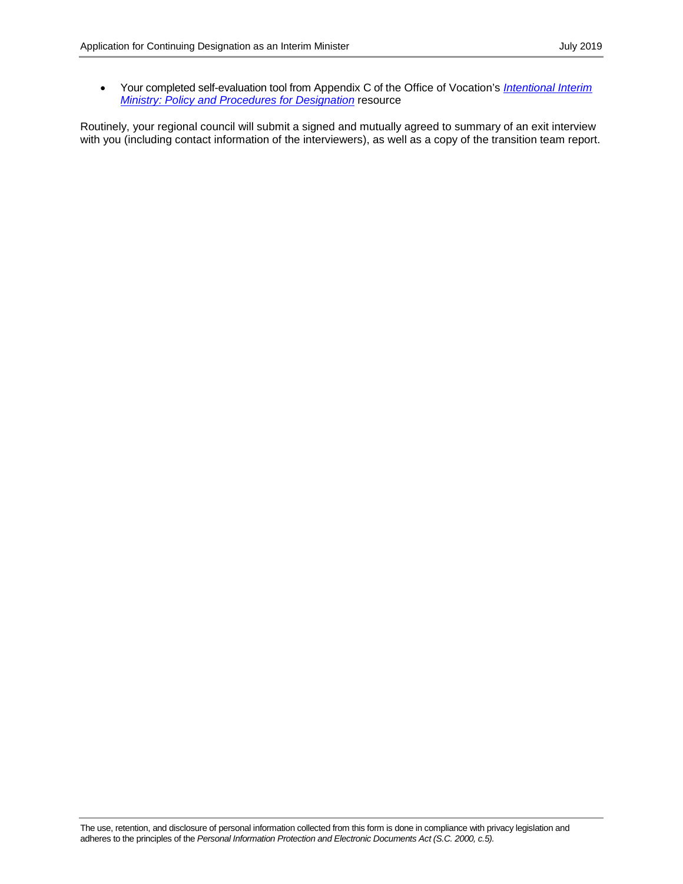- Your completed self-evaluation tool from Appendix C of the Office of Vocation's [*Intentional Interim Ministry: Policy and Procedures for Designation*]() resource

Routinely, your regional council will submit a signed and mutually agreed to summary of an exit interview with you (including contact information of the interviewers), as well as a copy of the transition team report.

The use, retention, and disclosure of personal information collected from this form is done in compliance with privacy legislation and adheres to the principles of the *Personal Information Protection and Electronic Documents Act (S.C. 2000, c.5).*